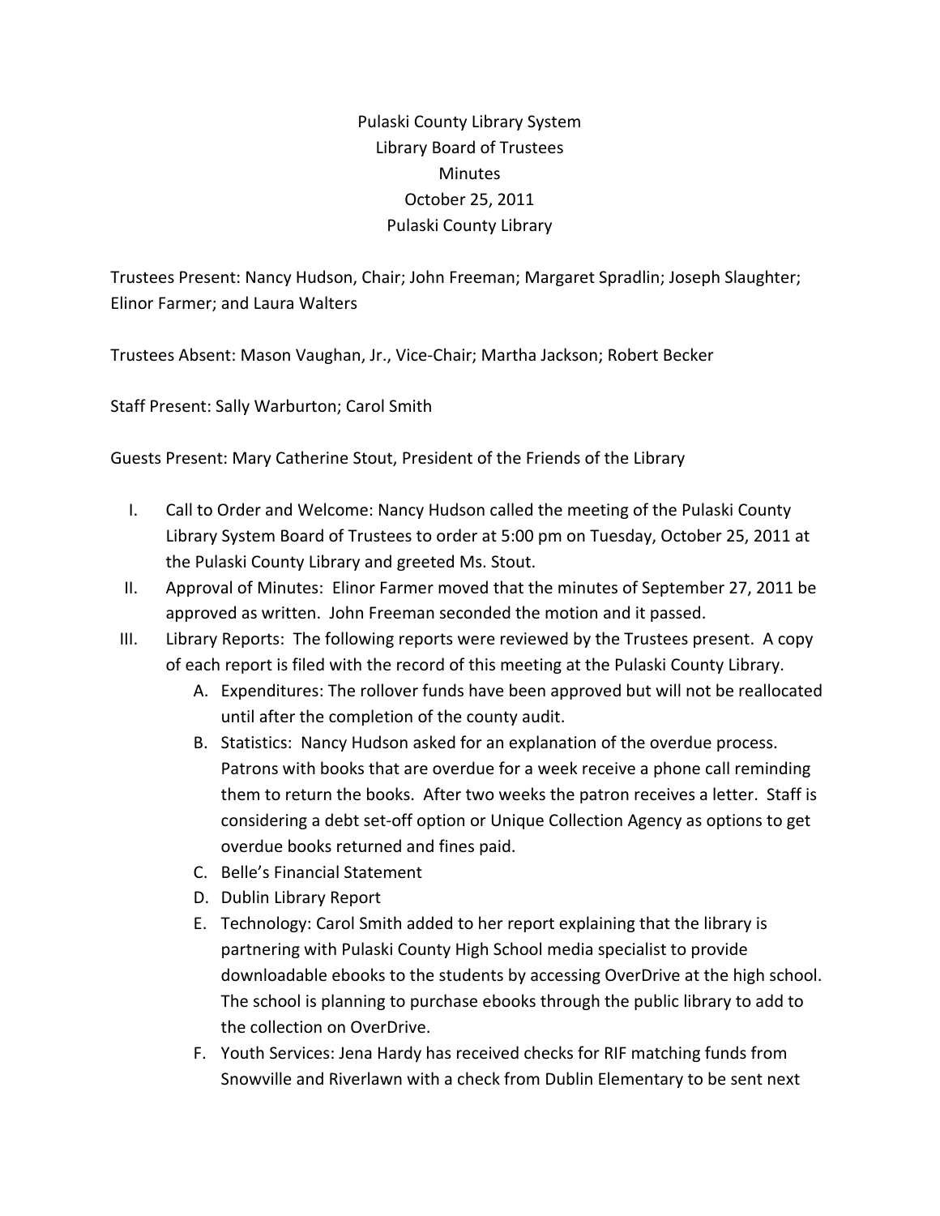# Pulaski County Library System
## Library Board of Trustees
## Minutes
## October 25, 2011
## Pulaski County Library

Trustees Present: Nancy Hudson, Chair; John Freeman; Margaret Spradlin; Joseph Slaughter; Elinor Farmer; and Laura Walters

Trustees Absent: Mason Vaughan, Jr., Vice-Chair; Martha Jackson; Robert Becker

Staff Present: Sally Warburton; Carol Smith

Guests Present: Mary Catherine Stout, President of the Friends of the Library

I. Call to Order and Welcome: Nancy Hudson called the meeting of the Pulaski County Library System Board of Trustees to order at 5:00 pm on Tuesday, October 25, 2011 at the Pulaski County Library and greeted Ms. Stout.

II. Approval of Minutes: Elinor Farmer moved that the minutes of September 27, 2011 be approved as written. John Freeman seconded the motion and it passed.

III. Library Reports: The following reports were reviewed by the Trustees present. A copy of each report is filed with the record of this meeting at the Pulaski County Library.

   A. Expenditures: The rollover funds have been approved but will not be reallocated until after the completion of the county audit.

   B. Statistics: Nancy Hudson asked for an explanation of the overdue process. Patrons with books that are overdue for a week receive a phone call reminding them to return the books. After two weeks the patron receives a letter. Staff is considering a debt set-off option or Unique Collection Agency as options to get overdue books returned and fines paid.

   C. Belle's Financial Statement

   D. Dublin Library Report

   E. Technology: Carol Smith added to her report explaining that the library is partnering with Pulaski County High School media specialist to provide downloadable ebooks to the students by accessing OverDrive at the high school. The school is planning to purchase ebooks through the public library to add to the collection on OverDrive.

   F. Youth Services: Jena Hardy has received checks for RIF matching funds from Snowville and Riverlawn with a check from Dublin Elementary to be sent next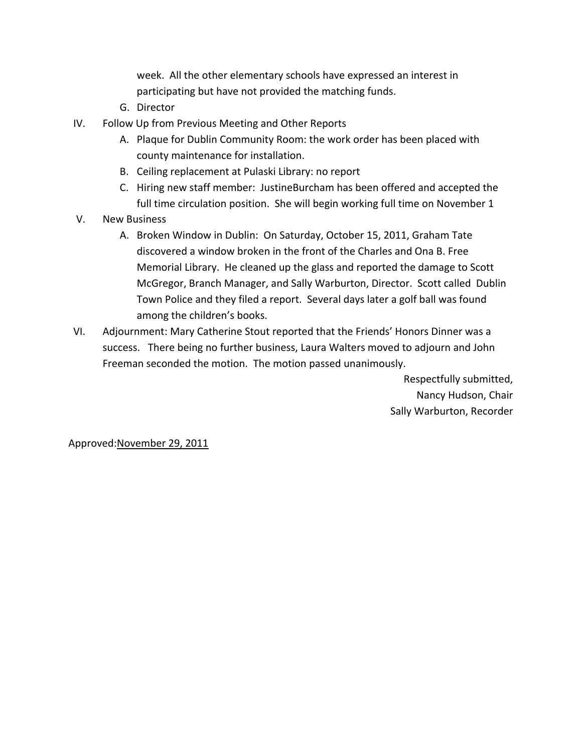week. All the other elementary schools have expressed an interest in participating but have not provided the matching funds.

G. Director

IV. Follow Up from Previous Meeting and Other Reports

A. Plaque for Dublin Community Room: the work order has been placed with county maintenance for installation.

B. Ceiling replacement at Pulaski Library: no report

C. Hiring new staff member: JustineBurcham has been offered and accepted the full time circulation position. She will begin working full time on November 1

V. New Business

A. Broken Window in Dublin: On Saturday, October 15, 2011, Graham Tate discovered a window broken in the front of the Charles and Ona B. Free Memorial Library. He cleaned up the glass and reported the damage to Scott McGregor, Branch Manager, and Sally Warburton, Director. Scott called Dublin Town Police and they filed a report. Several days later a golf ball was found among the children's books.

VI. Adjournment: Mary Catherine Stout reported that the Friends' Honors Dinner was a success. There being no further business, Laura Walters moved to adjourn and John Freeman seconded the motion. The motion passed unanimously.

Respectfully submitted,
Nancy Hudson, Chair
Sally Warburton, Recorder

Approved:November 29, 2011